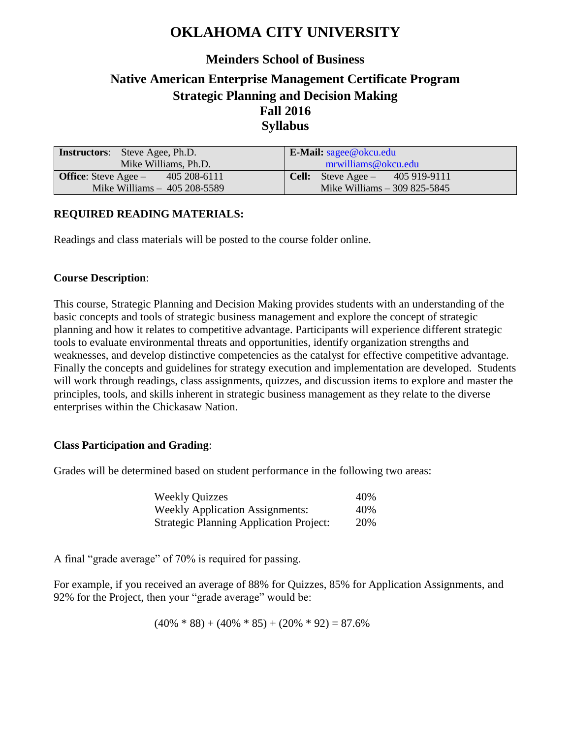# OKLAHOMA CITY UNIVERSITY

## Meinders School of Business

## Native American Enterprise Management Certificate Program
## Strategic Planning and Decision Making
## Fall 2016
## Syllabus

| **Instructors**: Steve Agee, Ph.D.<br>Mike Williams, Ph.D. | **E-Mail:** sagee@okcu.edu<br>mrwilliams@okcu.edu |
|---|---|
| **Office**: Steve Agee – 405 208-6111<br>Mike Williams – 405 208-5589 | **Cell:** Steve Agee – 405 919-9111<br>Mike Williams – 309 825-5845 |

**REQUIRED READING MATERIALS:**

Readings and class materials will be posted to the course folder online.

**Course Description**:

This course, Strategic Planning and Decision Making provides students with an understanding of the basic concepts and tools of strategic business management and explore the concept of strategic planning and how it relates to competitive advantage. Participants will experience different strategic tools to evaluate environmental threats and opportunities, identify organization strengths and weaknesses, and develop distinctive competencies as the catalyst for effective competitive advantage. Finally the concepts and guidelines for strategy execution and implementation are developed. Students will work through readings, class assignments, quizzes, and discussion items to explore and master the principles, tools, and skills inherent in strategic business management as they relate to the diverse enterprises within the Chickasaw Nation.

**Class Participation and Grading**:

Grades will be determined based on student performance in the following two areas:

| | |
|---|---|
| Weekly Quizzes | 40% |
| Weekly Application Assignments: | 40% |
| Strategic Planning Application Project: | 20% |

A final "grade average" of 70% is required for passing.

For example, if you received an average of 88% for Quizzes, 85% for Application Assignments, and 92% for the Project, then your "grade average" would be:

$$(40\% * 88) + (40\% * 85) + (20\% * 92) = 87.6\%$$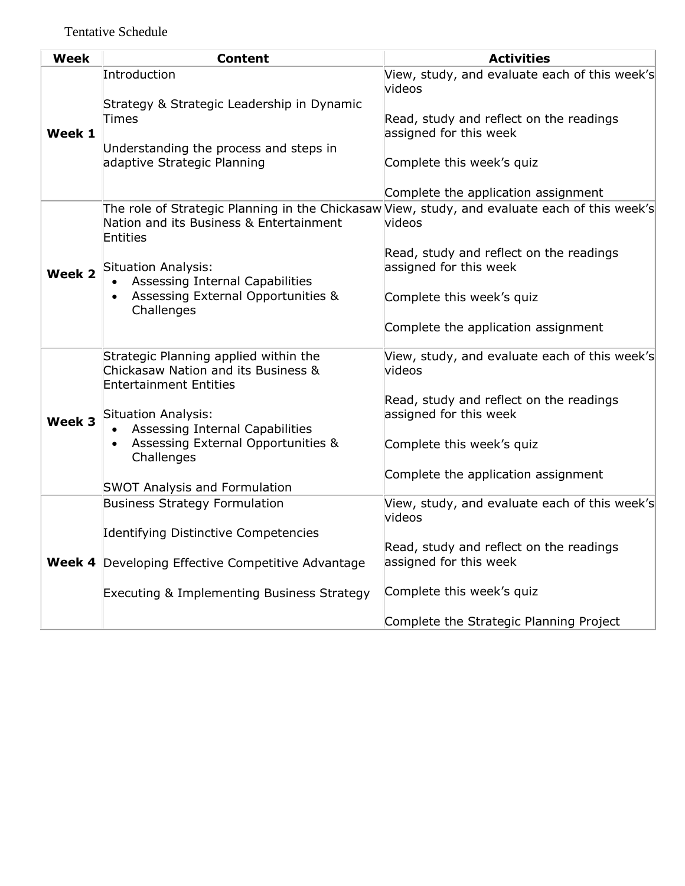Tentative Schedule

| Week | Content | Activities |
| --- | --- | --- |
| **Week 1** | Introduction<br><br>Strategy & Strategic Leadership in Dynamic Times<br><br>Understanding the process and steps in adaptive Strategic Planning | View, study, and evaluate each of this week's videos<br><br>Read, study and reflect on the readings assigned for this week<br><br>Complete this week's quiz<br><br>Complete the application assignment |
| **Week 2** | The role of Strategic Planning in the Chickasaw Nation and its Business & Entertainment Entities<br><br>Situation Analysis:<br>• Assessing Internal Capabilities<br>• Assessing External Opportunities & Challenges | View, study, and evaluate each of this week's videos<br><br>Read, study and reflect on the readings assigned for this week<br><br>Complete this week's quiz<br><br>Complete the application assignment |
| **Week 3** | Strategic Planning applied within the Chickasaw Nation and its Business & Entertainment Entities<br><br>Situation Analysis:<br>• Assessing Internal Capabilities<br>• Assessing External Opportunities & Challenges<br><br>SWOT Analysis and Formulation | View, study, and evaluate each of this week's videos<br><br>Read, study and reflect on the readings assigned for this week<br><br>Complete this week's quiz<br><br>Complete the application assignment |
| **Week 4** | Business Strategy Formulation<br><br>Identifying Distinctive Competencies<br><br>Developing Effective Competitive Advantage<br><br>Executing & Implementing Business Strategy | View, study, and evaluate each of this week's videos<br><br>Read, study and reflect on the readings assigned for this week<br><br>Complete this week's quiz<br><br>Complete the Strategic Planning Project |